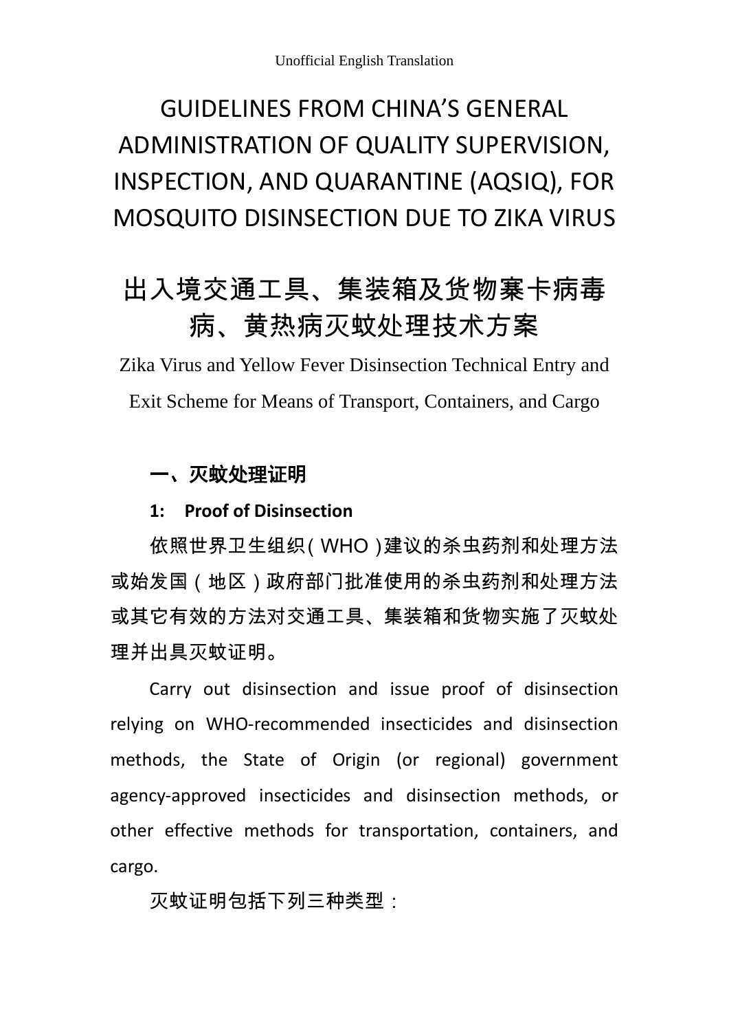Unofficial English Translation

# GUIDELINES FROM CHINA'S GENERAL ADMINISTRATION OF QUALITY SUPERVISION, INSPECTION, AND QUARANTINE (AQSIQ), FOR MOSQUITO DISINSECTION DUE TO ZIKA VIRUS

# 出入境交通工具、集装箱及货物寨卡病毒病、黄热病灭蚊处理技术方案

Zika Virus and Yellow Fever Disinsection Technical Entry and Exit Scheme for Means of Transport, Containers, and Cargo

## 一、灭蚊处理证明

## 1: Proof of Disinsection

依照世界卫生组织（WHO）建议的杀虫药剂和处理方法或始发国（地区）政府部门批准使用的杀虫药剂和处理方法或其它有效的方法对交通工具、集装箱和货物实施了灭蚊处理并出具灭蚊证明。

Carry out disinsection and issue proof of disinsection relying on WHO-recommended insecticides and disinsection methods, the State of Origin (or regional) government agency-approved insecticides and disinsection methods, or other effective methods for transportation, containers, and cargo.

灭蚊证明包括下列三种类型：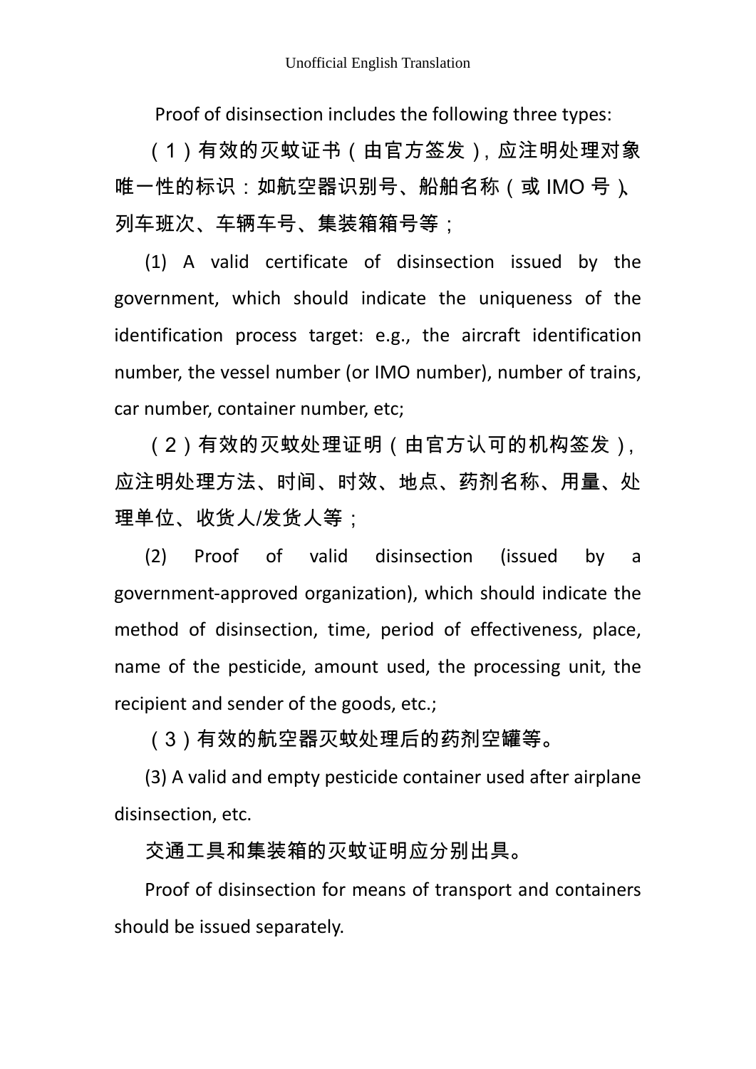Proof of disinsection includes the following three types:

（1）有效的灭蚊证书（由官方签发），应注明处理对象唯一性的标识：如航空器识别号、船舶名称（或 IMO 号）、列车班次、车辆车号、集装箱箱号等；

(1) A valid certificate of disinsection issued by the government, which should indicate the uniqueness of the identification process target: e.g., the aircraft identification number, the vessel number (or IMO number), number of trains, car number, container number, etc;

（2）有效的灭蚊处理证明（由官方认可的机构签发），应注明处理方法、时间、时效、地点、药剂名称、用量、处理单位、收货人/发货人等；

(2) Proof of valid disinsection (issued by a government-approved organization), which should indicate the method of disinsection, time, period of effectiveness, place, name of the pesticide, amount used, the processing unit, the recipient and sender of the goods, etc.;

（3）有效的航空器灭蚊处理后的药剂空罐等。

(3) A valid and empty pesticide container used after airplane disinsection, etc.

交通工具和集装箱的灭蚊证明应分别出具。

Proof of disinsection for means of transport and containers should be issued separately.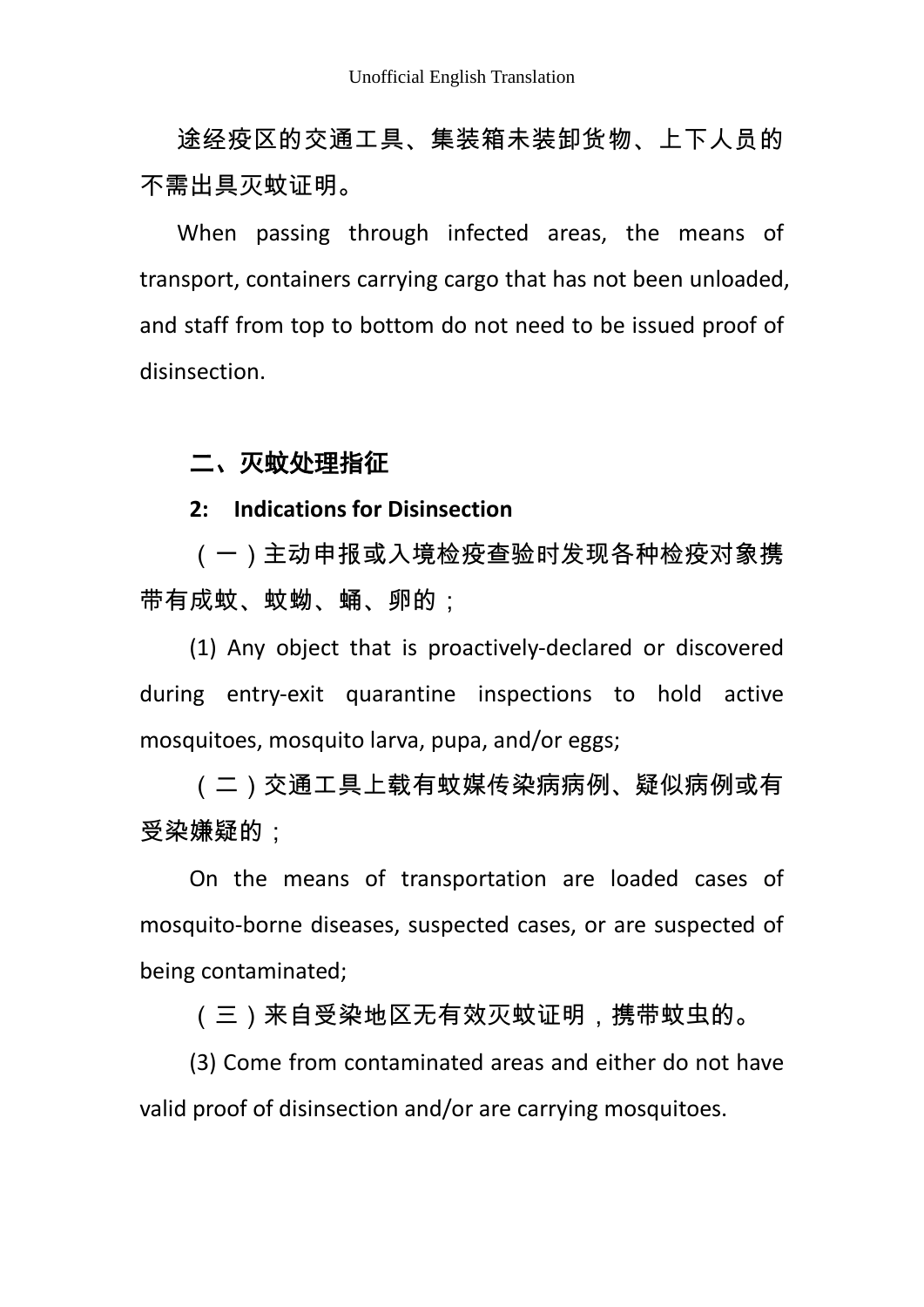途经疫区的交通工具、集装箱未装卸货物、上下人员的不需出具灭蚊证明。

When passing through infected areas, the means of transport, containers carrying cargo that has not been unloaded, and staff from top to bottom do not need to be issued proof of disinsection.

## 二、灭蚊处理指征

## 2: Indications for Disinsection

（一）主动申报或入境检疫查验时发现各种检疫对象携带有成蚊、蚊蚴、蛹、卵的；

(1) Any object that is proactively-declared or discovered during entry-exit quarantine inspections to hold active mosquitoes, mosquito larva, pupa, and/or eggs;

（二）交通工具上载有蚊媒传染病病例、疑似病例或有受染嫌疑的；

On the means of transportation are loaded cases of mosquito-borne diseases, suspected cases, or are suspected of being contaminated;

（三）来自受染地区无有效灭蚊证明，携带蚊虫的。

(3) Come from contaminated areas and either do not have valid proof of disinsection and/or are carrying mosquitoes.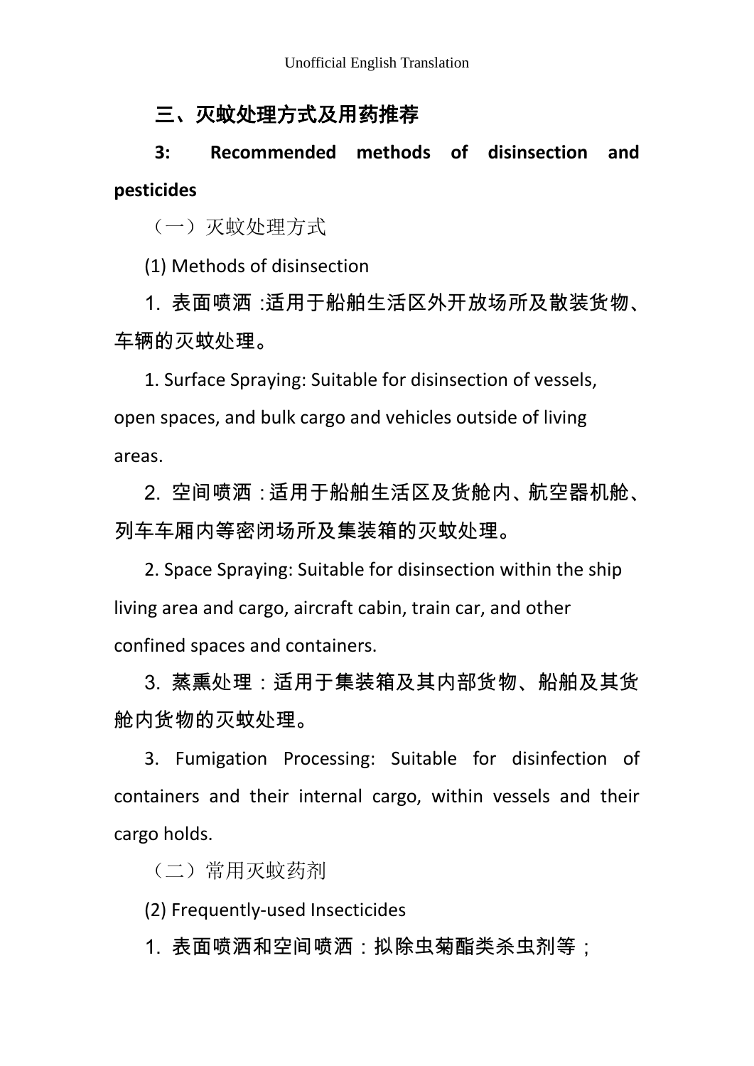## 三、灭蚊处理方式及用药推荐

## 3: Recommended methods of disinsection and pesticides

（一）灭蚊处理方式

(1) Methods of disinsection

1. 表面喷洒 :适用于船舶生活区外开放场所及散装货物、车辆的灭蚊处理。

1. Surface Spraying: Suitable for disinsection of vessels, open spaces, and bulk cargo and vehicles outside of living areas.

2. 空间喷洒 :适用于船舶生活区及货舱内、航空器机舱、列车车厢内等密闭场所及集装箱的灭蚊处理。

2. Space Spraying: Suitable for disinsection within the ship living area and cargo, aircraft cabin, train car, and other confined spaces and containers.

3. 蒸熏处理：适用于集装箱及其内部货物、船舶及其货舱内货物的灭蚊处理。

3. Fumigation Processing: Suitable for disinfection of containers and their internal cargo, within vessels and their cargo holds.

（二）常用灭蚊药剂

(2) Frequently-used Insecticides

1. 表面喷洒和空间喷洒：拟除虫菊酯类杀虫剂等；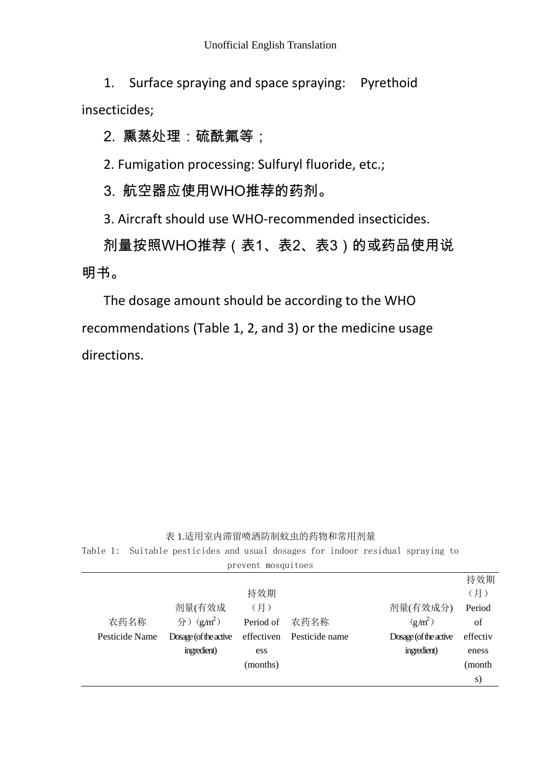1. Surface spraying and space spraying: Pyrethoid insecticides;

2. 熏蒸处理：硫酰氟等；

2. Fumigation processing: Sulfuryl fluoride, etc.;

3. 航空器应使用WHO推荐的药剂。

3. Aircraft should use WHO-recommended insecticides.

剂量按照WHO推荐（表1、表2、表3）的或药品使用说明书。

The dosage amount should be according to the WHO recommendations (Table 1, 2, and 3) or the medicine usage directions.

表 1.适用室内滞留喷洒防制蚊虫的药物和常用剂量

Table 1: Suitable pesticides and usual dosages for indoor residual spraying to prevent mosquitoes

| 农药名称 Pesticide Name | 剂量(有效成分)（$g/m^2$） Dosage (of the active ingredient) | 持效期（月） Period of effectiveness (months) | 农药名称 Pesticide name | 剂量(有效成分)（$g/m^2$） Dosage (of the active ingredient) | 持效期（月） Period of effectiveness (months) |
|---|---|---|---|---|---|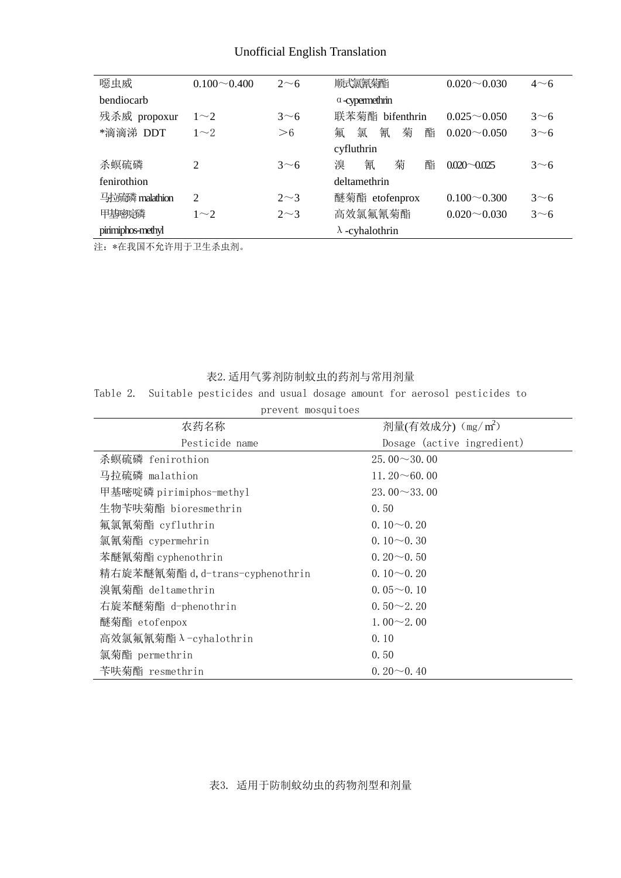| 噁虫威 bendiocarb | 0.100～0.400 | 2～6 | 顺式氯氰菊酯 α-cypermethrin | 0.020～0.030 | 4～6 |
|---|---|---|---|---|---|
| 残杀威 propoxur | 1～2 | 3～6 | 联苯菊酯 bifenthrin | 0.025～0.050 | 3～6 |
| *滴滴涕 DDT | 1～2 | ＞6 | 氟氯氰菊酯 cyfluthrin | 0.020～0.050 | 3～6 |
| 杀螟硫磷 fenirothion | 2 | 3～6 | 溴氰菊酯 deltamethrin | 0.020～0.025 | 3～6 |
| 马拉硫磷 malathion | 2 | 2～3 | 醚菊酯 etofenprox | 0.100～0.300 | 3～6 |
| 甲基嘧啶磷 pirimiphos-methyl | 1～2 | 2～3 | 高效氯氟氰菊酯 λ-cyhalothrin | 0.020～0.030 | 3～6 |

注：*在我国不允许用于卫生杀虫剂。

表2.适用气雾剂防制蚊虫的药剂与常用剂量

Table 2. Suitable pesticides and usual dosage amount for aerosol pesticides to prevent mosquitoes

| 农药名称 Pesticide name | 剂量(有效成分)（mg/m$^2$） Dosage (active ingredient) |
|---|---|
| 杀螟硫磷 fenirothion | 25.00～30.00 |
| 马拉硫磷 malathion | 11.20～60.00 |
| 甲基嘧啶磷 pirimiphos-methyl | 23.00～33.00 |
| 生物苄呋菊酯 bioresmethrin | 0.50 |
| 氟氯氰菊酯 cyfluthrin | 0.10～0.20 |
| 氯氰菊酯 cypermehrin | 0.10～0.30 |
| 苯醚氰菊酯 cyphenothrin | 0.20～0.50 |
| 精右旋苯醚氰菊酯 d,d-trans-cyphenothrin | 0.10～0.20 |
| 溴氰菊酯 deltamethrin | 0.05～0.10 |
| 右旋苯醚菊酯 d-phenothrin | 0.50～2.20 |
| 醚菊酯 etofenpox | 1.00～2.00 |
| 高效氯氟氰菊酯λ-cyhalothrin | 0.10 |
| 氯菊酯 permethrin | 0.50 |
| 苄呋菊酯 resmethrin | 0.20～0.40 |

表3. 适用于防制蚊幼虫的药物剂型和剂量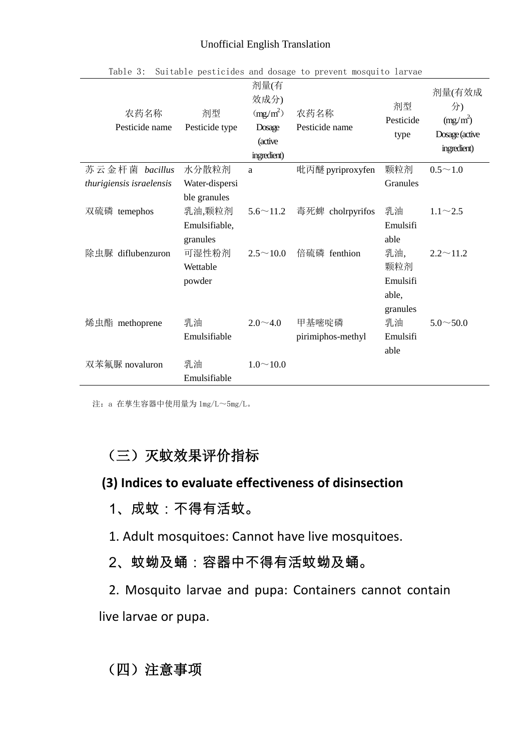Table 3: Suitable pesticides and dosage to prevent mosquito larvae

| 农药名称 Pesticide name | 剂型 Pesticide type | 剂量(有效成分) (mg/m$^2$) Dosage (active ingredient) | 农药名称 Pesticide name | 剂型 Pesticide type | 剂量(有效成分) (mg/m$^2$) Dosage (active ingredient) |
|---|---|---|---|---|---|
| 苏云金杆菌 *bacillus thurigiensis israelensis* | 水分散粒剂 Water-dispersible granules | a | 吡丙醚 pyriproxyfen | 颗粒剂 Granules | 0.5～1.0 |
| 双硫磷 temephos | 乳油,颗粒剂 Emulsifiable, granules | 5.6～11.2 | 毒死蜱 cholrpyrifos | 乳油 Emulsifiable | 1.1～2.5 |
| 除虫脲 diflubenzuron | 可湿性粉剂 Wettable powder | 2.5～10.0 | 倍硫磷 fenthion | 乳油, 颗粒剂 Emulsifiable, granules | 2.2～11.2 |
| 烯虫酯 methoprene | 乳油 Emulsifiable | 2.0～4.0 | 甲基嘧啶磷 pirimiphos-methyl | 乳油 Emulsifiable | 5.0～50.0 |
| 双苯氟脲 novaluron | 乳油 Emulsifiable | 1.0～10.0 | | | |

注：a 在孳生容器中使用量为 1mg/L～5mg/L。

## （三）灭蚊效果评价指标

## (3) Indices to evaluate effectiveness of disinsection

1、成蚊：不得有活蚊。

1. Adult mosquitoes: Cannot have live mosquitoes.

2、蚊蚴及蛹：容器中不得有活蚊蚴及蛹。

2. Mosquito larvae and pupa: Containers cannot contain live larvae or pupa.

## （四）注意事项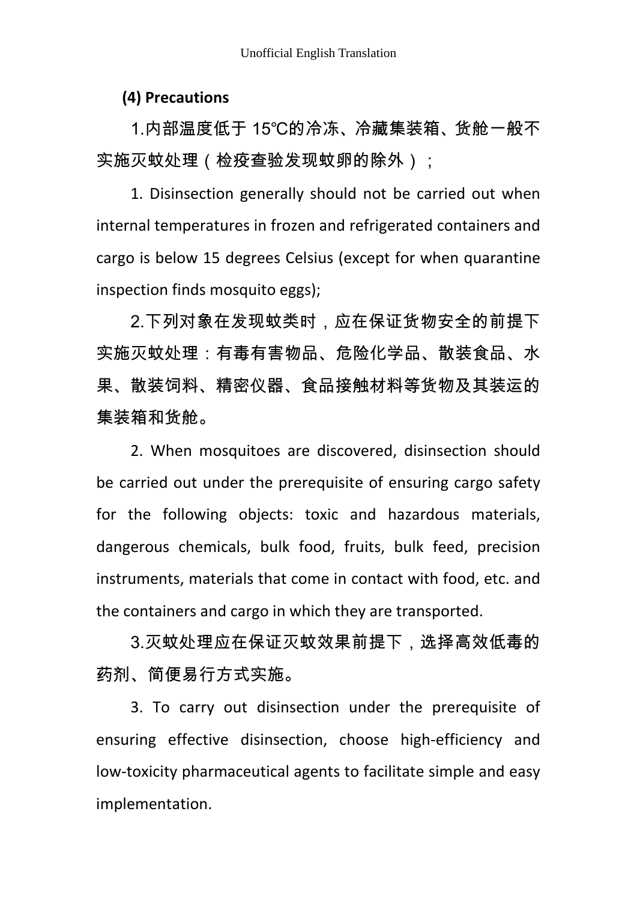**(4) Precautions**

1.内部温度低于 15℃的冷冻、冷藏集装箱、货舱一般不实施灭蚊处理（检疫查验发现蚊卵的除外）；

1. Disinsection generally should not be carried out when internal temperatures in frozen and refrigerated containers and cargo is below 15 degrees Celsius (except for when quarantine inspection finds mosquito eggs);

2.下列对象在发现蚊类时，应在保证货物安全的前提下实施灭蚊处理：有毒有害物品、危险化学品、散装食品、水果、散装饲料、精密仪器、食品接触材料等货物及其装运的集装箱和货舱。

2. When mosquitoes are discovered, disinsection should be carried out under the prerequisite of ensuring cargo safety for the following objects: toxic and hazardous materials, dangerous chemicals, bulk food, fruits, bulk feed, precision instruments, materials that come in contact with food, etc. and the containers and cargo in which they are transported.

3.灭蚊处理应在保证灭蚊效果前提下，选择高效低毒的药剂、简便易行方式实施。

3. To carry out disinsection under the prerequisite of ensuring effective disinsection, choose high-efficiency and low-toxicity pharmaceutical agents to facilitate simple and easy implementation.